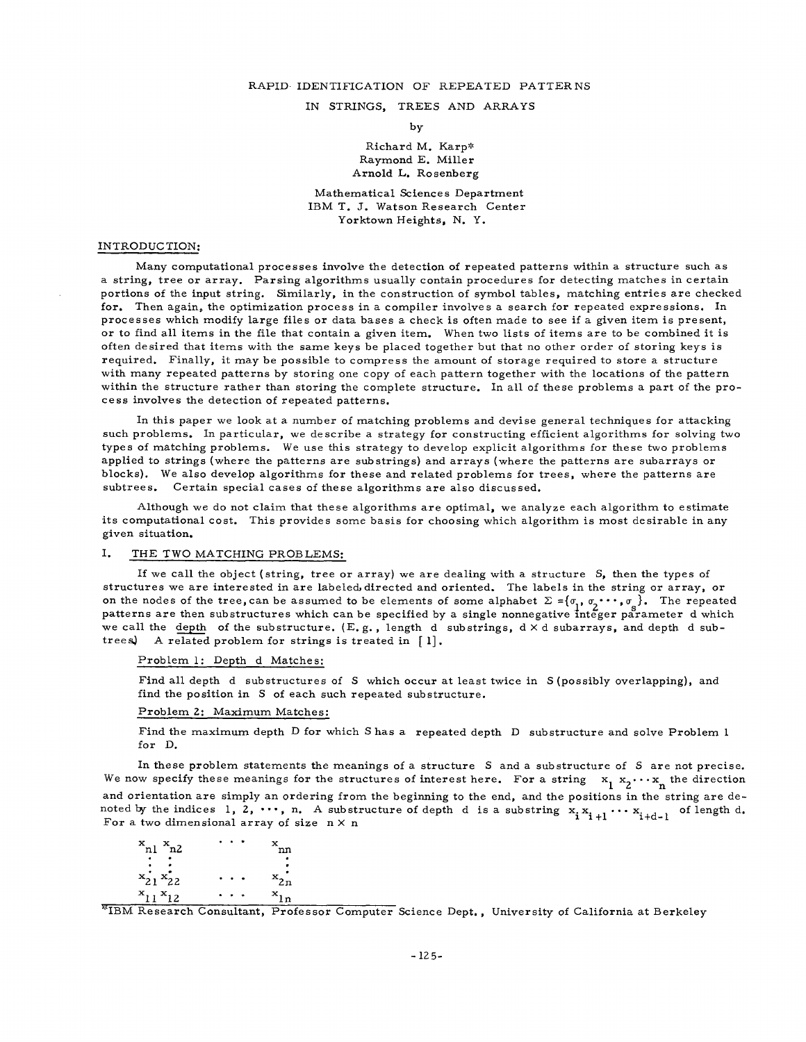# RAPID IDENTIFICATION OF REPEATED PATTERNS IN STRINGS, TREES AND ARRAYS

by

Richard M. Karp*
Raymond E. Miller
Arnold L. Rosenberg

Mathematical Sciences Department
IBM T. J. Watson Research Center
Yorktown Heights, N. Y.

## INTRODUCTION:

Many computational processes involve the detection of repeated patterns within a structure such as a string, tree or array. Parsing algorithms usually contain procedures for detecting matches in certain portions of the input string. Similarly, in the construction of symbol tables, matching entries are checked for. Then again, the optimization process in a compiler involves a search for repeated expressions. In processes which modify large files or data bases a check is often made to see if a given item is present, or to find all items in the file that contain a given item. When two lists of items are to be combined it is often desired that items with the same keys be placed together but that no other order of storing keys is required. Finally, it may be possible to compress the amount of storage required to store a structure with many repeated patterns by storing one copy of each pattern together with the locations of the pattern within the structure rather than storing the complete structure. In all of these problems a part of the process involves the detection of repeated patterns.

In this paper we look at a number of matching problems and devise general techniques for attacking such problems. In particular, we describe a strategy for constructing efficient algorithms for solving two types of matching problems. We use this strategy to develop explicit algorithms for these two problems applied to strings (where the patterns are substrings) and arrays (where the patterns are subarrays or blocks). We also develop algorithms for these and related problems for trees, where the patterns are subtrees. Certain special cases of these algorithms are also discussed.

Although we do not claim that these algorithms are optimal, we analyze each algorithm to estimate its computational cost. This provides some basis for choosing which algorithm is most desirable in any given situation.

## I. THE TWO MATCHING PROBLEMS:

If we call the object (string, tree or array) we are dealing with a structure S, then the types of structures we are interested in are labeled, directed and oriented. The labels in the string or array, or on the nodes of the tree, can be assumed to be elements of some alphabet $\Sigma = \{\sigma_1, \sigma_2 \cdots, \sigma_s\}$. The repeated patterns are then substructures which can be specified by a single nonnegative integer parameter d which we call the depth of the substructure. (E.g., length d substrings, $d \times d$ subarrays, and depth d subtrees.) A related problem for strings is treated in [1].

Problem 1: Depth d Matches:

Find all depth d substructures of S which occur at least twice in S (possibly overlapping), and find the position in S of each such repeated substructure.

Problem 2: Maximum Matches:

Find the maximum depth D for which S has a repeated depth D substructure and solve Problem 1 for D.

In these problem statements the meanings of a structure S and a substructure of S are not precise. We now specify these meanings for the structures of interest here. For a string $x_1 x_2 \cdots x_n$ the direction and orientation are simply an ordering from the beginning to the end, and the positions in the string are denoted by the indices $1, 2, \cdots, n$. A substructure of depth d is a substring $x_i x_{i+1} \cdots x_{i+d-1}$ of length d. For a two dimensional array of size $n \times n$

$$
\begin{matrix}
x_{n1} & x_{n2} & \cdots & x_{nn} \\
\vdots & \vdots & & \vdots \\
x_{21} & x_{22} & \cdots & x_{2n} \\
x_{11} & x_{12} & \cdots & x_{1n}
\end{matrix}
$$

*IBM Research Consultant, Professor Computer Science Dept., University of California at Berkeley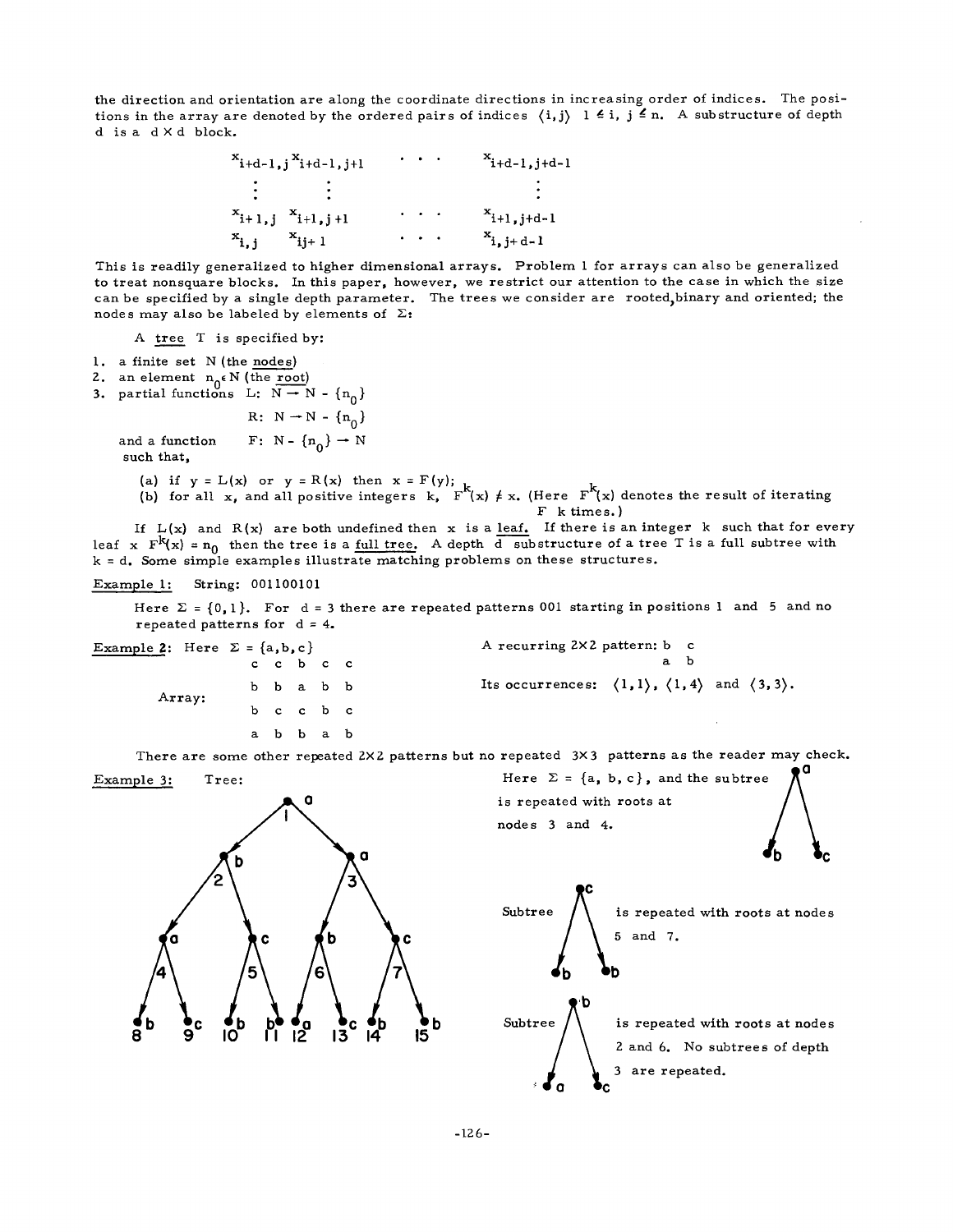the direction and orientation are along the coordinate directions in increasing order of indices. The positions in the array are denoted by the ordered pairs of indices $\langle i,j \rangle$ $1 \leq i, j \leq n$. A substructure of depth d is a $d \times d$ block.

$$\begin{matrix} x_{i+d-1,j} & x_{i+d-1,j+1} & \cdots & x_{i+d-1,j+d-1} \\ \vdots & \vdots & & \vdots \\ x_{i+1,j} & x_{i+1,j+1} & \cdots & x_{i+1,j+d-1} \\ x_{i,j} & x_{ij+1} & \cdots & x_{i,j+d-1} \end{matrix}$$

This is readily generalized to higher dimensional arrays. Problem 1 for arrays can also be generalized to treat nonsquare blocks. In this paper, however, we restrict our attention to the case in which the size can be specified by a single depth parameter. The trees we consider are rooted, binary and oriented; the nodes may also be labeled by elements of $\Sigma$:

A <u>tree</u> T is specified by:

1. a finite set N (the <u>nodes</u>)
2. an element $n_0 \in N$ (the <u>root</u>)
3. partial functions $L: N \to N - \{n_0\}$

   $R: N \to N - \{n_0\}$

   and a function $F: N - \{n_0\} \to N$
   such that,

   (a) if $y = L(x)$ or $y = R(x)$ then $x = F(y)$;
   (b) for all x, and all positive integers k, $F^k(x) \neq x$. (Here $F^k(x)$ denotes the result of iterating F k times.)

If $L(x)$ and $R(x)$ are both undefined then x is a <u>leaf</u>. If there is an integer k such that for every leaf x $F^k(x) = n_0$ then the tree is a <u>full tree</u>. A depth d substructure of a tree T is a full subtree with $k = d$. Some simple examples illustrate matching problems on these structures.

<u>Example 1:</u> String: 001100101

Here $\Sigma = \{0,1\}$. For $d = 3$ there are repeated patterns 001 starting in positions 1 and 5 and no repeated patterns for $d = 4$.

<u>Example 2:</u> Here $\Sigma = \{a,b,c\}$

Array:

```
c c b c c
b b a b b
b c c b c
a b b a b
```

A recurring 2×2 pattern:

```
b c
a b
```

Its occurrences: $\langle 1,1 \rangle$, $\langle 1,4 \rangle$ and $\langle 3,3 \rangle$.

There are some other repeated 2×2 patterns but no repeated 3×3 patterns as the reader may check.

<u>Example 3:</u> Tree:

Node labels: 1: a; 2: b; 3: a; 4: a; 5: c; 6: b; 7: c; 8: b; 9: c; 10: b; 11: b; 12: a; 13: c; 14: b; 15: b.

Here $\Sigma = \{a, b, c\}$, and the subtree (root a, children b, c) is repeated with roots at nodes 3 and 4.

Subtree (root c, children b, b) is repeated with roots at nodes 5 and 7.

Subtree (root b, children a, c) is repeated with roots at nodes 2 and 6. No subtrees of depth 3 are repeated.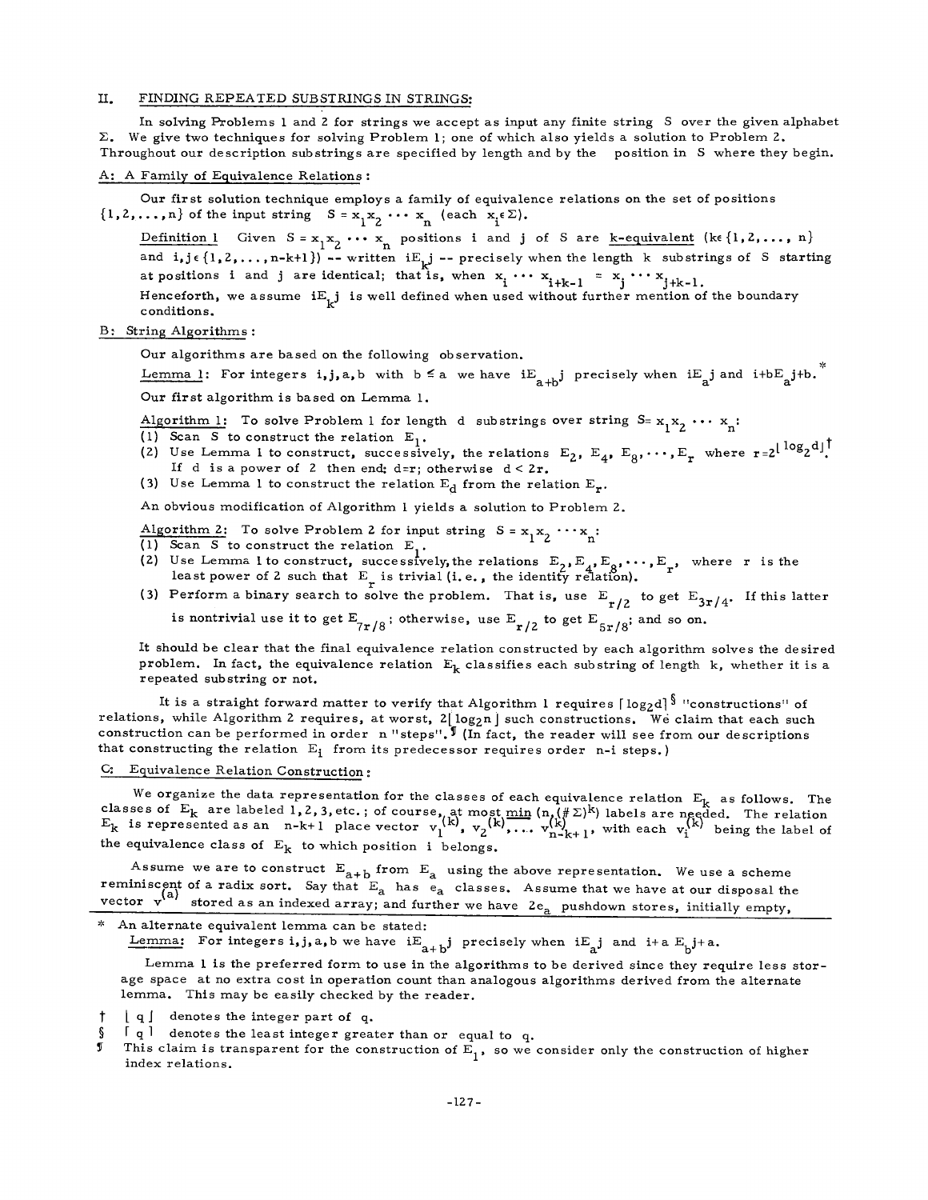## II. FINDING REPEATED SUBSTRINGS IN STRINGS:

In solving Problems 1 and 2 for strings we accept as input any finite string $S$ over the given alphabet $\Sigma$. We give two techniques for solving Problem 1; one of which also yields a solution to Problem 2. Throughout our description substrings are specified by length and by the position in $S$ where they begin.

### A: A Family of Equivalence Relations:

Our first solution technique employs a family of equivalence relations on the set of positions $\{1,2,\ldots,n\}$ of the input string $S = x_1 x_2 \cdots x_n$ (each $x_i \in \Sigma$).

Definition 1 Given $S = x_1 x_2 \cdots x_n$ positions $i$ and $j$ of $S$ are *k-equivalent* ($k \in \{1,2,\ldots,n\}$ and $i,j \in \{1,2,\ldots,n-k+1\}$) -- written $iE_k j$ -- precisely when the length $k$ substrings of $S$ starting at positions $i$ and $j$ are identical; that is, when $x_i \cdots x_{i+k-1} = x_j \cdots x_{j+k-1}$. Henceforth, we assume $iE_k j$ is well defined when used without further mention of the boundary conditions.

### B: String Algorithms:

Our algorithms are based on the following observation.

Lemma 1: For integers $i,j,a,b$ with $b \leq a$ we have $iE_{a+b}j$ precisely when $iE_a j$ and $i+bE_a j+b$.*

Our first algorithm is based on Lemma 1.

Algorithm 1: To solve Problem 1 for length $d$ substrings over string $S = x_1 x_2 \cdots x_n$:

(1) Scan $S$ to construct the relation $E_1$.

(2) Use Lemma 1 to construct, successively, the relations $E_2, E_4, E_8, \cdots, E_r$ where $r = 2^{\lfloor \log_2 d \rfloor}$.† If $d$ is a power of 2 then end: $d=r$; otherwise $d < 2r$.

(3) Use Lemma 1 to construct the relation $E_d$ from the relation $E_r$.

An obvious modification of Algorithm 1 yields a solution to Problem 2.

Algorithm 2: To solve Problem 2 for input string $S = x_1 x_2 \cdots x_n$:

(1) Scan $S$ to construct the relation $E_1$.

(2) Use Lemma 1 to construct, successively, the relations $E_2, E_4, E_8, \cdots, E_r$, where $r$ is the least power of 2 such that $E_r$ is trivial (i.e., the identity relation).

(3) Perform a binary search to solve the problem. That is, use $E_{r/2}$ to get $E_{3r/4}$. If this latter is nontrivial use it to get $E_{7r/8}$; otherwise, use $E_{r/2}$ to get $E_{5r/8}$; and so on.

It should be clear that the final equivalence relation constructed by each algorithm solves the desired problem. In fact, the equivalence relation $E_k$ classifies each substring of length $k$, whether it is a repeated substring or not.

It is a straight forward matter to verify that Algorithm 1 requires $\lceil \log_2 d \rceil$§ "constructions" of relations, while Algorithm 2 requires, at worst, $2\lfloor \log_2 n \rfloor$ such constructions. We claim that each such construction can be performed in order $n$ "steps".¶ (In fact, the reader will see from our descriptions that constructing the relation $E_i$ from its predecessor requires order $n-i$ steps.)

### C: Equivalence Relation Construction:

We organize the data representation for the classes of each equivalence relation $E_k$ as follows. The classes of $E_k$ are labeled 1, 2, 3, etc.; of course, at most $\min(n, (\#\Sigma)^k)$ labels are needed. The relation $E_k$ is represented as an $n-k+1$ place vector $v_1^{(k)}, v_2^{(k)}, \ldots v_{n-k+1}^{(k)}$, with each $v_i^{(k)}$ being the label of the equivalence class of $E_k$ to which position $i$ belongs.

Assume we are to construct $E_{a+b}$ from $E_a$ using the above representation. We use a scheme reminiscent of a radix sort. Say that $E_a$ has $e_a$ classes. Assume that we have at our disposal the vector $v^{(a)}$ stored as an indexed array; and further we have $2e_a$ pushdown stores, initially empty,

---

\* An alternate equivalent lemma can be stated:

Lemma: For integers $i,j,a,b$ we have $iE_{a+b}j$ precisely when $iE_a j$ and $i+a\, E_b j+a$.

Lemma 1 is the preferred form to use in the algorithms to be derived since they require less storage space at no extra cost in operation count than analogous algorithms derived from the alternate lemma. This may be easily checked by the reader.

† $\lfloor q \rfloor$ denotes the integer part of $q$.

§ $\lceil q \rceil$ denotes the least integer greater than or equal to $q$.

¶ This claim is transparent for the construction of $E_1$, so we consider only the construction of higher index relations.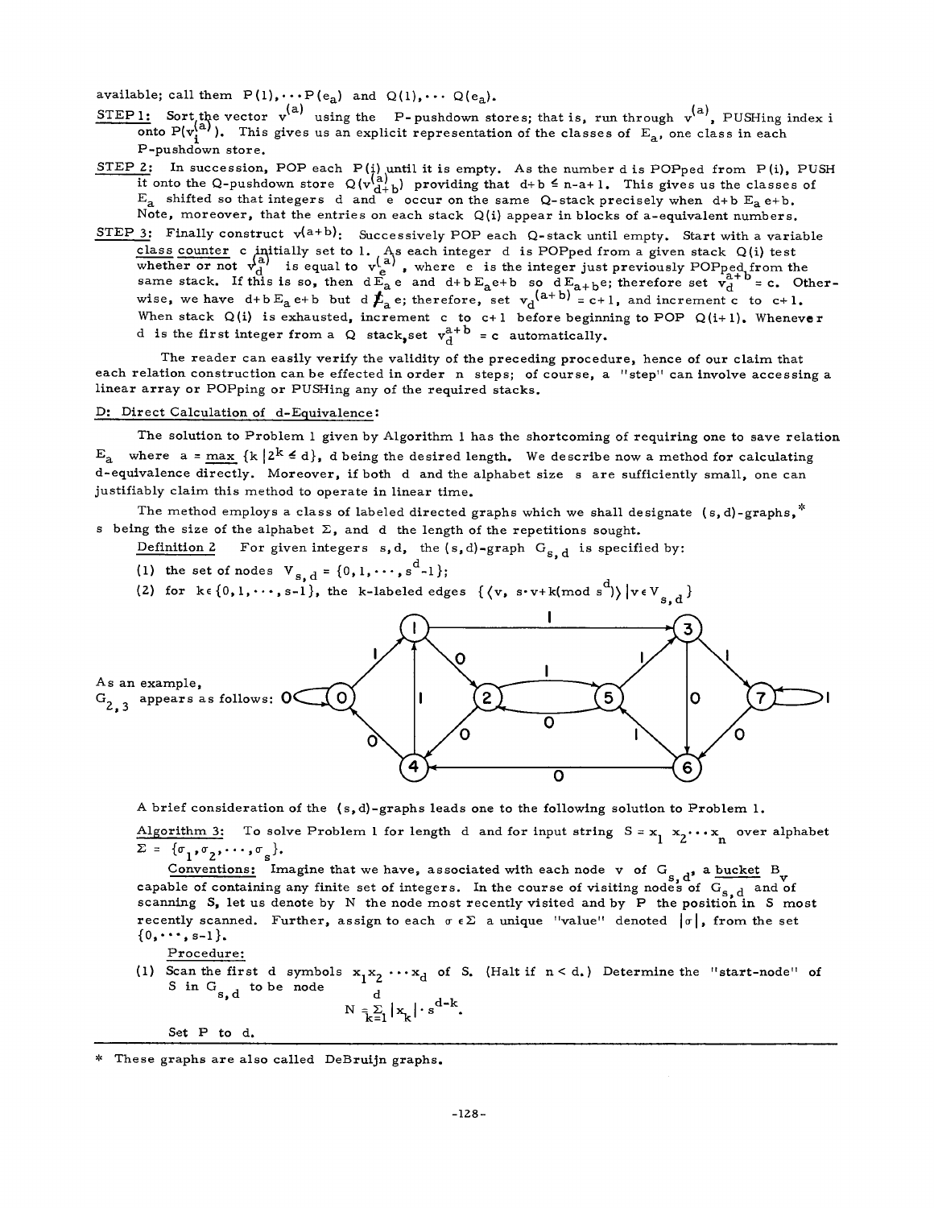available; call them $P(1), \cdots P(e_a)$ and $Q(1), \cdots Q(e_a)$.

STEP 1: Sort the vector $v^{(a)}$ using the P-pushdown stores; that is, run through $v^{(a)}$, PUSHing index i onto $P(v_i^{(a)})$. This gives us an explicit representation of the classes of $E_a$, one class in each P-pushdown store.

STEP 2: In succession, POP each $P(i)$ until it is empty. As the number d is POPped from $P(i)$, PUSH it onto the Q-pushdown store $Q(v_{d+b}^{(a)})$ providing that $d+b \leq n-a+1$. This gives us the classes of $E_a$ shifted so that integers d and e occur on the same Q-stack precisely when $d+b \; E_a \; e+b$. Note, moreover, that the entries on each stack $Q(i)$ appear in blocks of a-equivalent numbers.

STEP 3: Finally construct $v^{(a+b)}$: Successively POP each Q-stack until empty. Start with a variable class counter c initially set to 1. As each integer d is POPped from a given stack $Q(i)$ test whether or not $v_d^{(a)}$ is equal to $v_e^{(a)}$, where e is the integer just previously POPped from the same stack. If this is so, then $d E_a e$ and $d+b E_a e+b$ so $d E_{a+b} e$; therefore set $v_d^{a+b} = c$. Otherwise, we have $d+b \, E_a \, e+b$ but $d \not E_a e$; therefore, set $v_d^{(a+b)} = c+1$, and increment c to $c+1$. When stack $Q(i)$ is exhausted, increment c to $c+1$ before beginning to POP $Q(i+1)$. Whenever d is the first integer from a Q stack, set $v_d^{a+b} = c$ automatically.

The reader can easily verify the validity of the preceding procedure, hence of our claim that each relation construction can be effected in order n steps; of course, a "step" can involve accessing a linear array or POPping or PUSHing any of the required stacks.

## D: Direct Calculation of d-Equivalence:

The solution to Problem 1 given by Algorithm 1 has the shortcoming of requiring one to save relation $E_a$ where $a = \max \{k \mid 2^k \leq d\}$, d being the desired length. We describe now a method for calculating d-equivalence directly. Moreover, if both d and the alphabet size s are sufficiently small, one can justifiably claim this method to operate in linear time.

The method employs a class of labeled directed graphs which we shall designate (s, d)-graphs,* s being the size of the alphabet $\Sigma$, and d the length of the repetitions sought.

Definition 2 For given integers s, d, the (s, d)-graph $G_{s,d}$ is specified by:

(1) the set of nodes $V_{s,d} = \{0, 1, \cdots, s^d - 1\}$;

(2) for $k \in \{0, 1, \cdots, s-1\}$, the k-labeled edges $\{\langle v, s \cdot v + k (\bmod s^d) \rangle \mid v \in V_{s,d}\}$

As an example, $G_{2,3}$ appears as follows:

A brief consideration of the (s, d)-graphs leads one to the following solution to Problem 1.

Algorithm 3: To solve Problem 1 for length d and for input string $S = x_1 x_2 \cdots x_n$ over alphabet $\Sigma = \{\sigma_1, \sigma_2, \cdots, \sigma_s\}$.

Conventions: Imagine that we have, associated with each node v of $G_{s,d}$, a bucket $B_v$ capable of containing any finite set of integers. In the course of visiting nodes of $G_{s,d}$ and of scanning S, let us denote by N the node most recently visited and by P the position in S most recently scanned. Further, assign to each $\sigma \in \Sigma$ a unique "value" denoted $|\sigma|$, from the set $\{0, \cdots, s-1\}$.

Procedure:

(1) Scan the first d symbols $x_1 x_2 \cdots x_d$ of S. (Halt if $n < d$.) Determine the "start-node" of S in $G_{s,d}$ to be node

$$N = \sum_{k=1}^{d} |x_k| \cdot s^{d-k}.$$

Set P to d.

---

\* These graphs are also called DeBruijn graphs.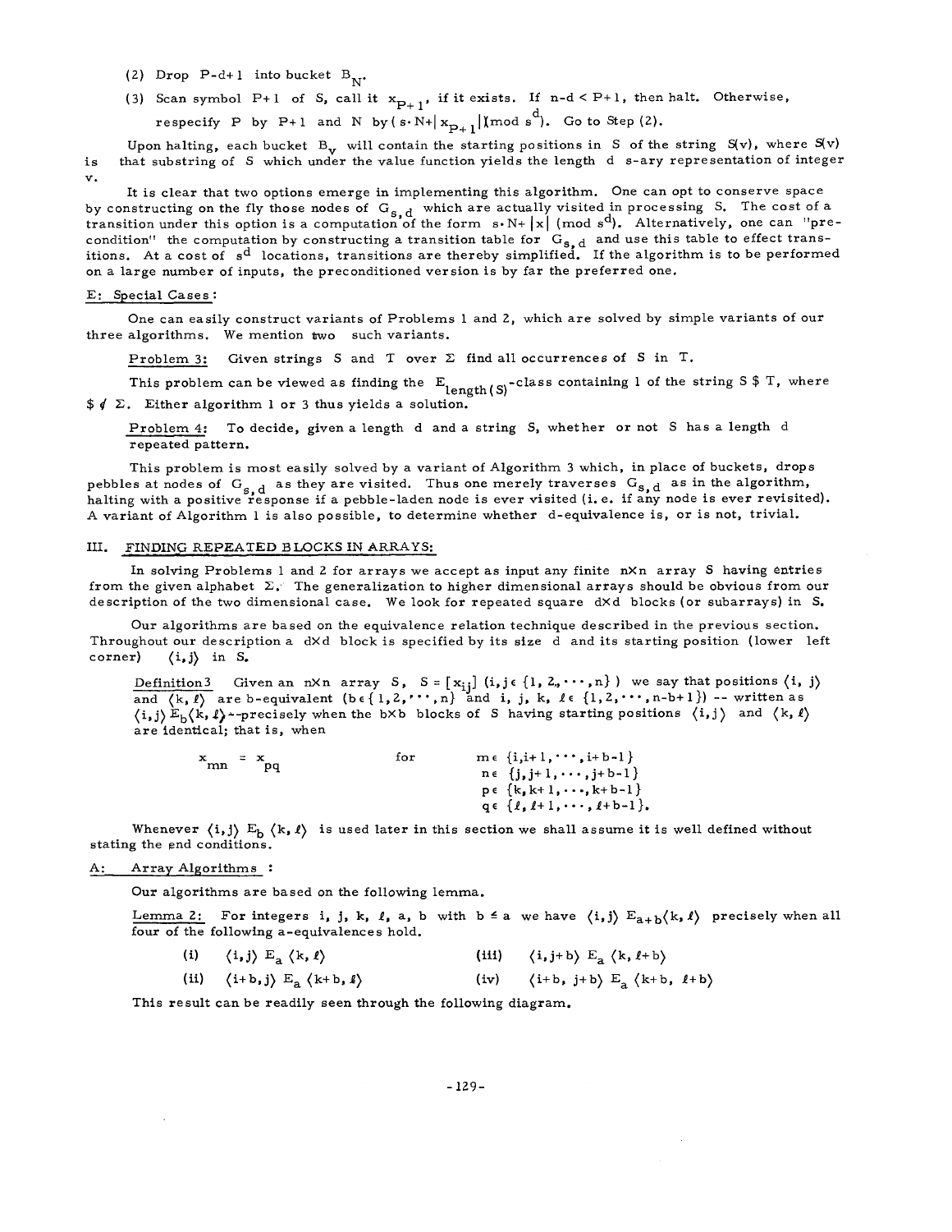(2) Drop P-d+1 into bucket $B_N$.

(3) Scan symbol P+1 of S, call it $x_{P+1}$, if it exists. If $n-d < P+1$, then halt. Otherwise, respecify P by P+1 and N by $(s \cdot N + |x_{P+1}|) (\text{mod } s^d)$. Go to Step (2).

Upon halting, each bucket $B_v$ will contain the starting positions in S of the string S(v), where S(v) is that substring of S which under the value function yields the length d s-ary representation of integer v.

It is clear that two options emerge in implementing this algorithm. One can opt to conserve space by constructing on the fly those nodes of $G_{s,d}$ which are actually visited in processing S. The cost of a transition under this option is a computation of the form $s \cdot N + |x| \pmod{s^d}$. Alternatively, one can "precondition" the computation by constructing a transition table for $G_{s,d}$ and use this table to effect transitions. At a cost of $s^d$ locations, transitions are thereby simplified. If the algorithm is to be performed on a large number of inputs, the preconditioned version is by far the preferred one.

## E: Special Cases:

One can easily construct variants of Problems 1 and 2, which are solved by simple variants of our three algorithms. We mention two such variants.

Problem 3: Given strings S and T over Σ find all occurrences of S in T.

This problem can be viewed as finding the $E_{\text{length}(S)}$-class containing 1 of the string S \$ T, where $\$ \notin \Sigma$. Either algorithm 1 or 3 thus yields a solution.

Problem 4: To decide, given a length d and a string S, whether or not S has a length d repeated pattern.

This problem is most easily solved by a variant of Algorithm 3 which, in place of buckets, drops pebbles at nodes of $G_{s,d}$ as they are visited. Thus one merely traverses $G_{s,d}$ as in the algorithm, halting with a positive response if a pebble-laden node is ever visited (i.e. if any node is ever revisited). A variant of Algorithm 1 is also possible, to determine whether d-equivalence is, or is not, trivial.

## III. FINDING REPEATED BLOCKS IN ARRAYS:

In solving Problems 1 and 2 for arrays we accept as input any finite n×n array S having entries from the given alphabet Σ. The generalization to higher dimensional arrays should be obvious from our description of the two dimensional case. We look for repeated square d×d blocks (or subarrays) in S.

Our algorithms are based on the equivalence relation technique described in the previous section. Throughout our description a d×d block is specified by its size d and its starting position (lower left corner) $\langle i,j \rangle$ in S.

Definition 3 Given an n×n array S, $S = [x_{ij}]$ $(i,j \in \{1,2,\cdots,n\})$ we say that positions $\langle i,j \rangle$ and $\langle k,\ell \rangle$ are b-equivalent $(b \in \{1,2,\cdots,n\}$ and $i,j,k,\ell \in \{1,2,\cdots,n-b+1\})$ -- written as $\langle i,j \rangle E_b \langle k,\ell \rangle$ --precisely when the b×b blocks of S having starting positions $\langle i,j \rangle$ and $\langle k,\ell \rangle$ are identical; that is, when

$$x_{mn} = x_{pq} \quad \text{for} \quad \begin{array}{l} m \in \{i, i+1, \cdots, i+b-1\} \\ n \in \{j, j+1, \cdots, j+b-1\} \\ p \in \{k, k+1, \cdots, k+b-1\} \\ q \in \{\ell, \ell+1, \cdots, \ell+b-1\}. \end{array}$$

Whenever $\langle i,j \rangle E_b \langle k,\ell \rangle$ is used later in this section we shall assume it is well defined without stating the end conditions.

## A: Array Algorithms:

Our algorithms are based on the following lemma.

Lemma 2: For integers i, j, k, ℓ, a, b with $b \leq a$ we have $\langle i,j \rangle E_{a+b} \langle k,\ell \rangle$ precisely when all four of the following a-equivalences hold.

(i) $\langle i,j \rangle E_a \langle k,\ell \rangle$

(ii) $\langle i+b,j \rangle E_a \langle k+b,\ell \rangle$

(iii) $\langle i,j+b \rangle E_a \langle k,\ell+b \rangle$

(iv) $\langle i+b,j+b \rangle E_a \langle k+b,\ell+b \rangle$

This result can be readily seen through the following diagram.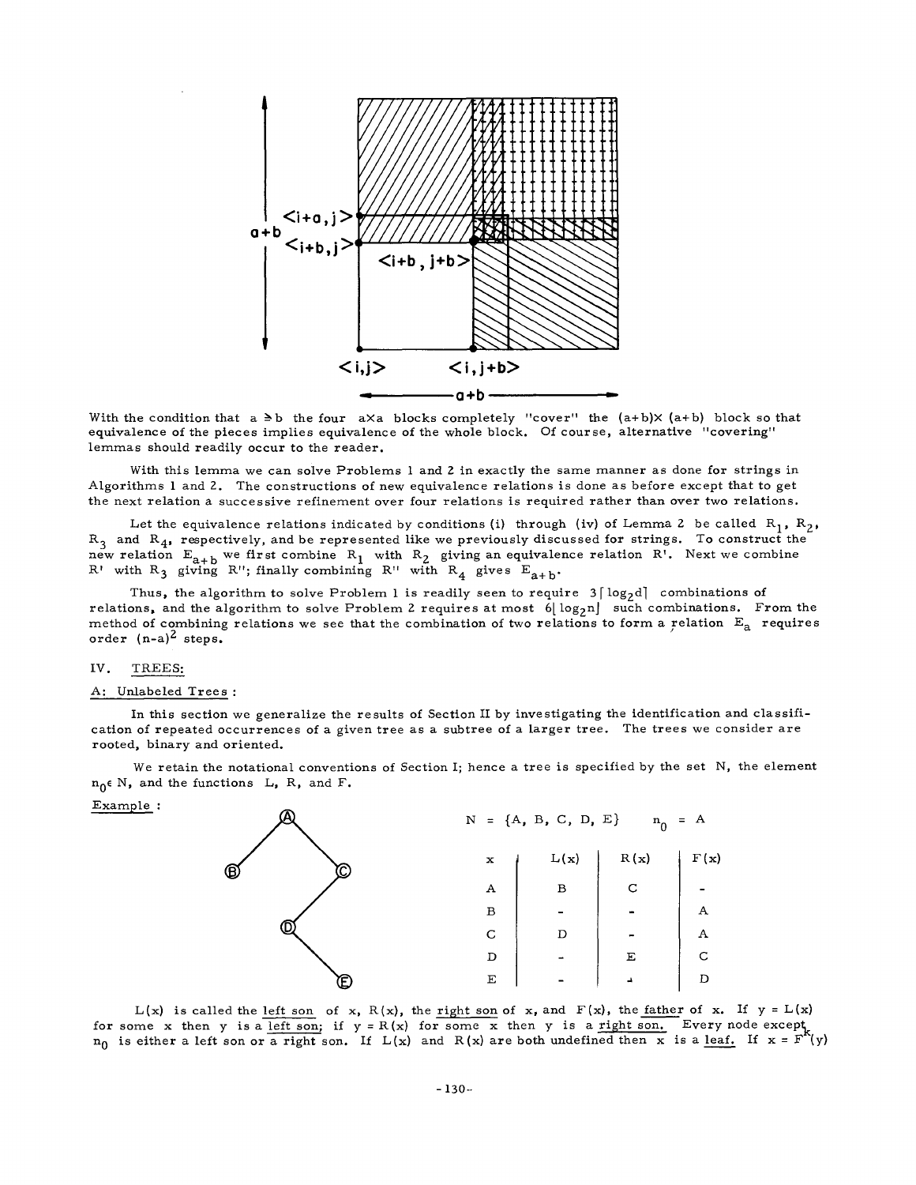With the condition that $a \geq b$ the four $a \times a$ blocks completely "cover" the $(a+b) \times (a+b)$ block so that equivalence of the pieces implies equivalence of the whole block. Of course, alternative "covering" lemmas should readily occur to the reader.

With this lemma we can solve Problems 1 and 2 in exactly the same manner as done for strings in Algorithms 1 and 2. The constructions of new equivalence relations is done as before except that to get the next relation a successive refinement over four relations is required rather than over two relations.

Let the equivalence relations indicated by conditions (i) through (iv) of Lemma 2 be called $R_1$, $R_2$, $R_3$ and $R_4$, respectively, and be represented like we previously discussed for strings. To construct the new relation $E_{a+b}$ we first combine $R_1$ with $R_2$ giving an equivalence relation $R'$. Next we combine $R'$ with $R_3$ giving $R''$; finally combining $R''$ with $R_4$ gives $E_{a+b}$.

Thus, the algorithm to solve Problem 1 is readily seen to require $3\lceil \log_2 d \rceil$ combinations of relations, and the algorithm to solve Problem 2 requires at most $6\lfloor \log_2 n \rfloor$ such combinations. From the method of combining relations we see that the combination of two relations to form a relation $E_a$ requires order $(n-a)^2$ steps.

## IV. TREES:

### A: Unlabeled Trees :

In this section we generalize the results of Section II by investigating the identification and classification of repeated occurrences of a given tree as a subtree of a larger tree. The trees we consider are rooted, binary and oriented.

We retain the notational conventions of Section I; hence a tree is specified by the set N, the element $n_0 \in N$, and the functions L, R, and F.

Example :

$N = \{A, B, C, D, E\}$ $\quad n_0 = A$

| x | L(x) | R(x) | F(x) |
|---|---|---|---|
| A | B | C | - |
| B | - | - | A |
| C | D | - | A |
| D | - | E | C |
| E | - | - | D |

L(x) is called the left son of x, R(x), the right son of x, and F(x), the father of x. If $y = L(x)$ for some x then y is a left son; if $y = R(x)$ for some x then y is a right son. Every node except $n_0$ is either a left son or a right son. If L(x) and R(x) are both undefined then x is a leaf. If $x = F^k(y)$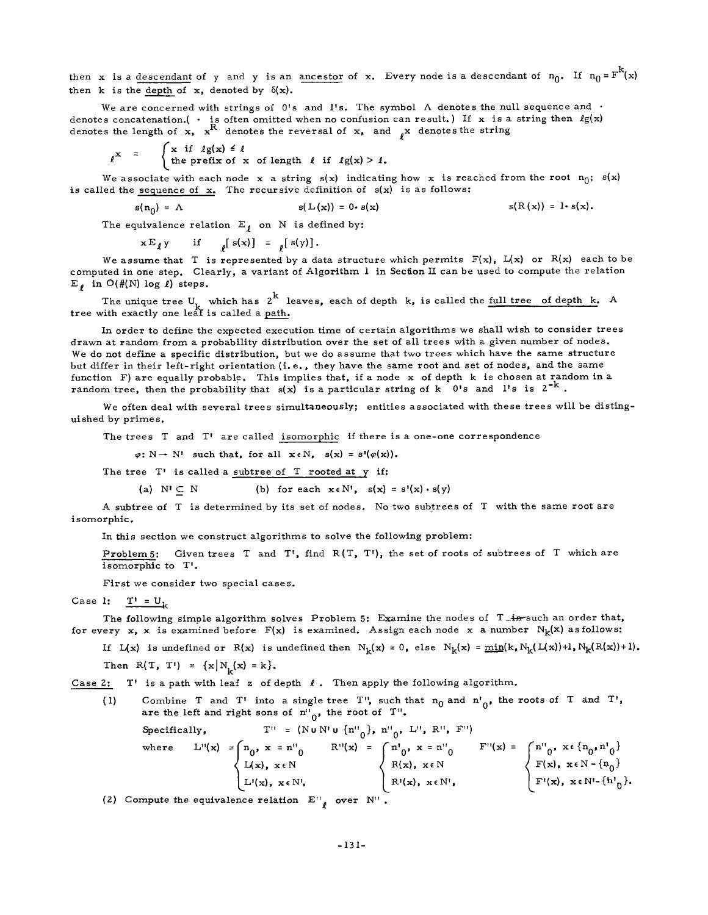then $x$ is a descendant of $y$ and $y$ is an ancestor of $x$. Every node is a descendant of $n_0$. If $n_0 = F^k(x)$ then $k$ is the depth of $x$, denoted by $\delta(x)$.

We are concerned with strings of 0's and 1's. The symbol $\Lambda$ denotes the null sequence and $\cdot$ denotes concatenation.( $\cdot$ is often omitted when no confusion can result.) If $x$ is a string then $\ell g(x)$ denotes the length of $x$, $x^R$ denotes the reversal of $x$, and ${}_\ell x$ denotes the string

$$ {}_\ell x = \begin{cases} x \text{ if } \ell g(x) \leq \ell \\ \text{the prefix of } x \text{ of length } \ell \text{ if } \ell g(x) > \ell. \end{cases} $$

We associate with each node $x$ a string $s(x)$ indicating how $x$ is reached from the root $n_0$; $s(x)$ is called the sequence of $x$. The recursive definition of $s(x)$ is as follows:

$$ s(n_0) = \Lambda \qquad s(L(x)) = 0 \cdot s(x) \qquad s(R(x)) = 1 \cdot s(x). $$

The equivalence relation $E_\ell$ on $N$ is defined by:

$$ x E_\ell y \quad \text{if} \quad {}_\ell[s(x)] = {}_\ell[s(y)]. $$

We assume that $T$ is represented by a data structure which permits $F(x)$, $L(x)$ or $R(x)$ each to be computed in one step. Clearly, a variant of Algorithm 1 in Section II can be used to compute the relation $E_\ell$ in $O(\#(N) \log \ell)$ steps.

The unique tree $U_k$ which has $2^k$ leaves, each of depth $k$, is called the full tree of depth $k$. A tree with exactly one leaf is called a path.

In order to define the expected execution time of certain algorithms we shall wish to consider trees drawn at random from a probability distribution over the set of all trees with a given number of nodes. We do not define a specific distribution, but we do assume that two trees which have the same structure but differ in their left-right orientation (i.e., they have the same root and set of nodes, and the same function $F$) are equally probable. This implies that, if a node $x$ of depth $k$ is chosen at random in a random tree, then the probability that $s(x)$ is a particular string of $k$ 0's and 1's is $2^{-k}$.

We often deal with several trees simultaneously; entities associated with these trees will be distinguished by primes.

The trees $T$ and $T'$ are called isomorphic if there is a one-one correspondence

$\varphi: N \rightarrow N'$ such that, for all $x \in N$, $s(x) = s'(\varphi(x))$.

The tree $T'$ is called a subtree of $T$ rooted at $y$ if:

(a) $N' \subseteq N$ (b) for each $x \in N'$, $s(x) = s'(x) \cdot s(y)$

A subtree of $T$ is determined by its set of nodes. No two subtrees of $T$ with the same root are isomorphic.

In this section we construct algorithms to solve the following problem:

Problem 5: Given trees $T$ and $T'$, find $R(T, T')$, the set of roots of subtrees of $T$ which are isomorphic to $T'$.

First we consider two special cases.

Case 1: $T' = U_k$

The following simple algorithm solves Problem 5: Examine the nodes of $T$ in such an order that, for every $x$, $x$ is examined before $F(x)$ is examined. Assign each node $x$ a number $N_k(x)$ as follows:

If $L(x)$ is undefined or $R(x)$ is undefined then $N_k(x) = 0$, else $N_k(x) = \min(k, N_k(L(x))+1, N_k(R(x))+1)$.

Then $R(T, T') = \{x | N_k(x) = k\}$.

Case 2: $T'$ is a path with leaf $z$ of depth $\ell$. Then apply the following algorithm.

(1) Combine $T$ and $T'$ into a single tree $T''$, such that $n_0$ and $n'_0$, the roots of $T$ and $T'$, are the left and right sons of $n''_0$, the root of $T''$.

Specifically, $T'' = (N \cup N' \cup \{n''_0\}, n''_0, L'', R'', F'')$

where

$$ L''(x) = \begin{cases} n_0, & x = n''_0 \\ L(x), & x \in N \\ L'(x), & x \in N', \end{cases} \qquad R''(x) = \begin{cases} n'_0, & x = n''_0 \\ R(x), & x \in N \\ R'(x), & x \in N', \end{cases} \qquad F''(x) = \begin{cases} n''_0, & x \in \{n_0, n'_0\} \\ F(x), & x \in N - \{n_0\} \\ F'(x), & x \in N' - \{n'_0\}. \end{cases} $$

(2) Compute the equivalence relation $E''_\ell$ over $N''$.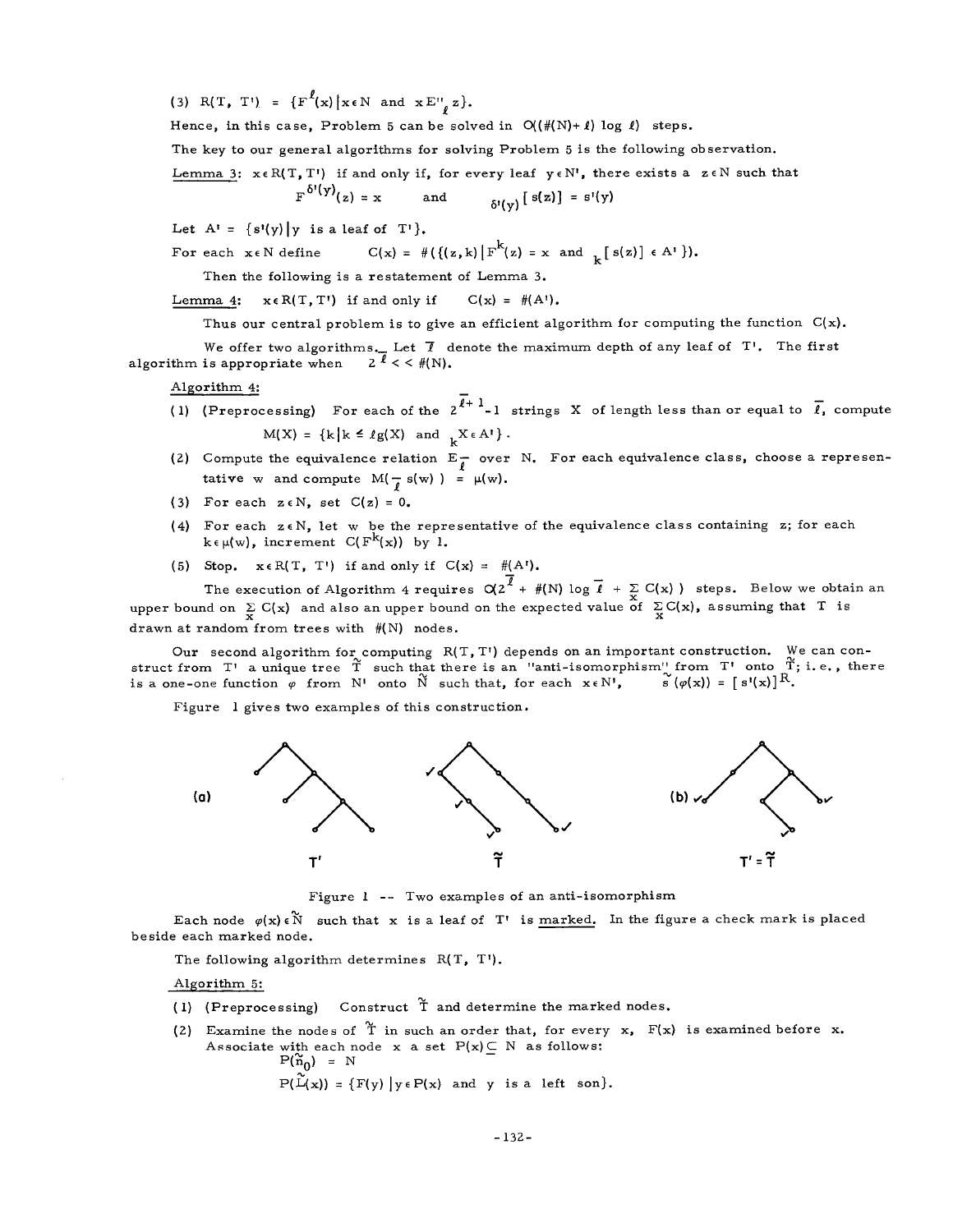(3) $R(T, T') = \{F^{\ell}(x) | x \in N \text{ and } x E''_{\ell} z\}$.

Hence, in this case, Problem 5 can be solved in $O((\#(N) + \ell) \log \ell)$ steps.

The key to our general algorithms for solving Problem 5 is the following observation.

Lemma 3: $x \in R(T, T')$ if and only if, for every leaf $y \in N'$, there exists a $z \in N$ such that

$$F^{\delta'(y)}(z) = x \qquad \text{and} \qquad {}_{\delta'(y)}[s(z)] = s'(y)$$

Let $A' = \{s'(y) | y \text{ is a leaf of } T'\}$.

For each $x \in N$ define $\qquad C(x) = \#(\{(z, k) | F^k(z) = x \text{ and } {}_k[s(z)] \in A'\})$.

Then the following is a restatement of Lemma 3.

Lemma 4: $\quad x \in R(T, T')$ if and only if $\quad C(x) = \#(A')$.

Thus our central problem is to give an efficient algorithm for computing the function $C(x)$.

We offer two algorithms. Let $\bar{\ell}$ denote the maximum depth of any leaf of $T'$. The first algorithm is appropriate when $2^{\bar{\ell}} << \#(N)$.

Algorithm 4:

(1) (Preprocessing) For each of the $2^{\bar{\ell}+1} - 1$ strings $X$ of length less than or equal to $\bar{\ell}$, compute

$$M(X) = \{k | k \leq \ell g(X) \text{ and } {}_k X \in A'\}.$$

(2) Compute the equivalence relation $E_{\bar{\ell}}$ over $N$. For each equivalence class, choose a representative $w$ and compute $M({}_{\bar{\ell}}\, s(w)) = \mu(w)$.

(3) For each $z \in N$, set $C(z) = 0$.

(4) For each $z \in N$, let $w$ be the representative of the equivalence class containing $z$; for each $k \in \mu(w)$, increment $C(F^k(x))$ by 1.

(5) Stop. $x \in R(T, T')$ if and only if $C(x) = \#(A')$.

The execution of Algorithm 4 requires $O(2^{\bar{\ell}} + \#(N) \log \bar{\ell} + \sum_x C(x))$ steps. Below we obtain an upper bound on $\sum_x C(x)$ and also an upper bound on the expected value of $\sum_x C(x)$, assuming that $T$ is drawn at random from trees with $\#(N)$ nodes.

Our second algorithm for computing $R(T, T')$ depends on an important construction. We can construct from $T'$ a unique tree $\tilde{T}$ such that there is an "anti-isomorphism" from $T'$ onto $\tilde{T}$; i.e., there is a one-one function $\varphi$ from $N'$ onto $\tilde{N}$ such that, for each $x \in N'$, $\quad \tilde{s}(\varphi(x)) = [s'(x)]^R$.

Figure 1 gives two examples of this construction.

Figure 1 -- Two examples of an anti-isomorphism

Each node $\varphi(x) \in \tilde{N}$ such that $x$ is a leaf of $T'$ is marked. In the figure a check mark is placed beside each marked node.

The following algorithm determines $R(T, T')$.

Algorithm 5:

(1) (Preprocessing) Construct $\tilde{T}$ and determine the marked nodes.

(2) Examine the nodes of $\tilde{T}$ in such an order that, for every $x$, $F(x)$ is examined before $x$. Associate with each node $x$ a set $P(x) \subseteq N$ as follows:

$$P(\tilde{n}_0) = N$$

$$P(\tilde{L}(x)) = \{F(y) | y \in P(x) \text{ and } y \text{ is a left son}\}.$$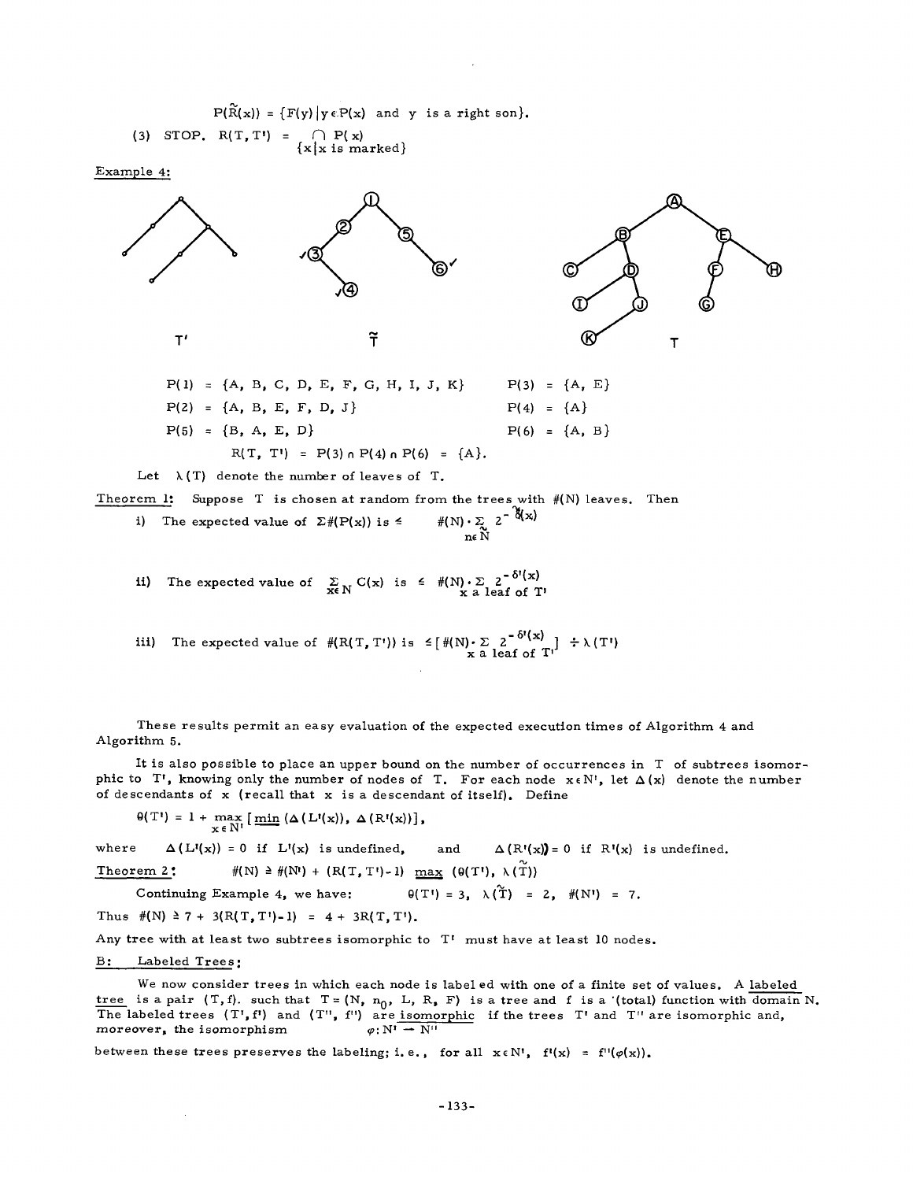$P(\tilde{R}(x)) = \{F(y) \mid y \in P(x) \text{ and } y \text{ is a right son}\}.$

(3) STOP. $R(T, T') = \bigcap_{\{x \mid x \text{ is marked}\}} P(x)$

Example 4:

T' $\tilde{T}$ T

$P(1) = \{A, B, C, D, E, F, G, H, I, J, K\}$ $P(3) = \{A, E\}$

$P(2) = \{A, B, E, F, D, J\}$ $P(4) = \{A\}$

$P(5) = \{B, A, E, D\}$ $P(6) = \{A, B\}$

$R(T, T') = P(3) \cap P(4) \cap P(6) = \{A\}.$

Let $\lambda(T)$ denote the number of leaves of T.

Theorem 1: Suppose T is chosen at random from the trees with $\#(N)$ leaves. Then

i) The expected value of $\Sigma \#(P(x))$ is $\leq \#(N) \cdot \sum_{n \in \tilde{N}} 2^{-\tilde{\delta}(x)}$

ii) The expected value of $\sum_{x \in N} C(x)$ is $\leq \#(N) \cdot \sum_{x \text{ a leaf of } T'} 2^{-\delta'(x)}$

iii) The expected value of $\#(R(T, T'))$ is $\leq [\#(N) \cdot \sum_{x \text{ a leaf of } T'} 2^{-\delta'(x)}] \div \lambda(T')$

These results permit an easy evaluation of the expected execution times of Algorithm 4 and Algorithm 5.

It is also possible to place an upper bound on the number of occurrences in T of subtrees isomorphic to T', knowing only the number of nodes of T. For each node $x \in N'$, let $\Delta(x)$ denote the number of descendants of x (recall that x is a descendant of itself). Define

$$\theta(T') = 1 + \max_{x \in N'} [\min (\Delta(L'(x)), \Delta(R'(x))],$$

where $\Delta(L'(x)) = 0$ if $L'(x)$ is undefined, and $\Delta(R'(x)) = 0$ if $R'(x)$ is undefined.

Theorem 2: $\#(N) \geq \#(N') + (R(T, T') - 1) \max (\theta(T'), \lambda(\tilde{T}))$

Continuing Example 4, we have: $\theta(T') = 3$, $\lambda(\tilde{T}) = 2$, $\#(N') = 7$.

Thus $\#(N) \geq 7 + 3(R(T, T') - 1) = 4 + 3R(T, T')$.

Any tree with at least two subtrees isomorphic to T' must have at least 10 nodes.

B: Labeled Trees:

We now consider trees in which each node is labeled with one of a finite set of values. A labeled tree is a pair $(T, f)$. such that $T = (N, n_0, L, R, F)$ is a tree and f is a (total) function with domain N. The labeled trees $(T', f')$ and $(T'', f'')$ are isomorphic if the trees T' and T'' are isomorphic and, moreover, the isomorphism $\varphi: N' \rightarrow N''$

between these trees preserves the labeling; i.e., for all $x \in N'$, $f'(x) = f''(\varphi(x))$.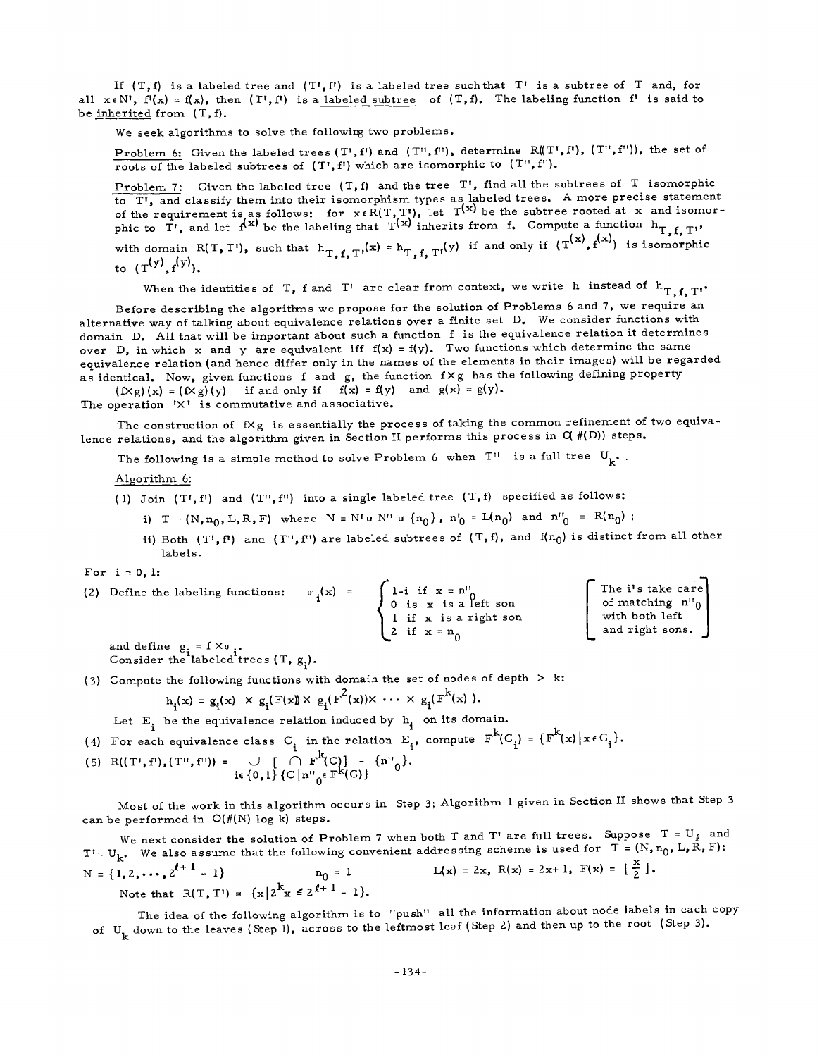If $(T, f)$ is a labeled tree and $(T', f')$ is a labeled tree such that $T'$ is a subtree of $T$ and, for all $x \in N'$, $f'(x) = f(x)$, then $(T', f')$ is a labeled subtree of $(T, f)$. The labeling function $f'$ is said to be inherited from $(T, f)$.

We seek algorithms to solve the following two problems.

Problem 6: Given the labeled trees $(T', f')$ and $(T'', f'')$, determine $R((T', f'), (T'', f''))$, the set of roots of the labeled subtrees of $(T', f')$ which are isomorphic to $(T'', f'')$.

Problem 7: Given the labeled tree $(T, f)$ and the tree $T'$, find all the subtrees of $T$ isomorphic to $T'$, and classify them into their isomorphism types as labeled trees. A more precise statement of the requirement is as follows: for $x \in R(T, T')$, let $T^{(x)}$ be the subtree rooted at $x$ and isomorphic to $T'$, and let $f^{(x)}$ be the labeling that $T^{(x)}$ inherits from $f$. Compute a function $h_{T,f,T'}$, with domain $R(T, T')$, such that $h_{T,f,T'}(x) = h_{T,f,T'}(y)$ if and only if $(T^{(x)}, f^{(x)})$ is isomorphic to $(T^{(y)}, f^{(y)})$.

When the identities of $T$, $f$ and $T'$ are clear from context, we write $h$ instead of $h_{T,f,T'}$.

Before describing the algorithms we propose for the solution of Problems 6 and 7, we require an alternative way of talking about equivalence relations over a finite set $D$. We consider functions with domain $D$. All that will be important about such a function $f$ is the equivalence relation it determines over $D$, in which $x$ and $y$ are equivalent iff $f(x) = f(y)$. Two functions which determine the same equivalence relation (and hence differ only in the names of the elements in their images) will be regarded as identical. Now, given functions $f$ and $g$, the function $f \times g$ has the following defining property

$(f \times g)(x) = (f \times g)(y)$ if and only if $f(x) = f(y)$ and $g(x) = g(y)$.

The operation '$\times$' is commutative and associative.

The construction of $f \times g$ is essentially the process of taking the common refinement of two equivalence relations, and the algorithm given in Section II performs this process in $O(\#(D))$ steps.

The following is a simple method to solve Problem 6 when $T''$ is a full tree $U_k$.

Algorithm 6:

(1) Join $(T', f')$ and $(T'', f'')$ into a single labeled tree $(T, f)$ specified as follows:

i) $T = (N, n_0, L, R, F)$ where $N = N' \cup N'' \cup \{n_0\}$, $n'_0 = L(n_0)$ and $n''_0 = R(n_0)$ ;

ii) Both $(T', f')$ and $(T'', f'')$ are labeled subtrees of $(T, f)$, and $f(n_0)$ is distinct from all other labels.

For $i = 0, 1$:

(2) Define the labeling functions:

$$\sigma_i(x) = \begin{cases} 1-i & \text{if } x = n''_0 \\ 0 & \text{is } x \text{ is a left son} \\ 1 & \text{if } x \text{ is a right son} \\ 2 & \text{if } x = n_0 \end{cases}$$

[The i's take care of matching $n''_0$ with both left and right sons.]

and define $g_i = f \times \sigma_i$.
Consider the labeled trees $(T, g_i)$.

(3) Compute the following functions with domain the set of nodes of depth $> k$:

$$h_i(x) = g_i(x) \times g_i(F(x)) \times g_i(F^2(x)) \times \cdots \times g_i(F^k(x)).$$

Let $E_i$ be the equivalence relation induced by $h_i$ on its domain.

(4) For each equivalence class $C_i$ in the relation $E_i$, compute $F^k(C_i) = \{F^k(x) \mid x \in C_i\}$.

(5) $$R((T', f'), (T'', f'')) = \bigcup_{i \in \{0,1\}} \left[ \bigcap_{\{C \mid n''_0 \in F^k(C)\}} F^k(C) \right] - \{n''_0\}.$$

Most of the work in this algorithm occurs in Step 3; Algorithm 1 given in Section II shows that Step 3 can be performed in $O(\#(N) \log k)$ steps.

We next consider the solution of Problem 7 when both $T$ and $T'$ are full trees. Suppose $T = U_\ell$ and $T' = U_k$. We also assume that the following convenient addressing scheme is used for $T = (N, n_0, L, R, F)$:

$N = \{1, 2, \cdots, 2^{\ell+1} - 1\}$ $\quad n_0 = 1 \quad$ $L(x) = 2x$, $R(x) = 2x + 1$, $F(x) = \lfloor \frac{x}{2} \rfloor$.

Note that $R(T, T') = \{x \mid 2^k x \le 2^{\ell+1} - 1\}$.

The idea of the following algorithm is to "push" all the information about node labels in each copy of $U_k$ down to the leaves (Step 1), across to the leftmost leaf (Step 2) and then up to the root (Step 3).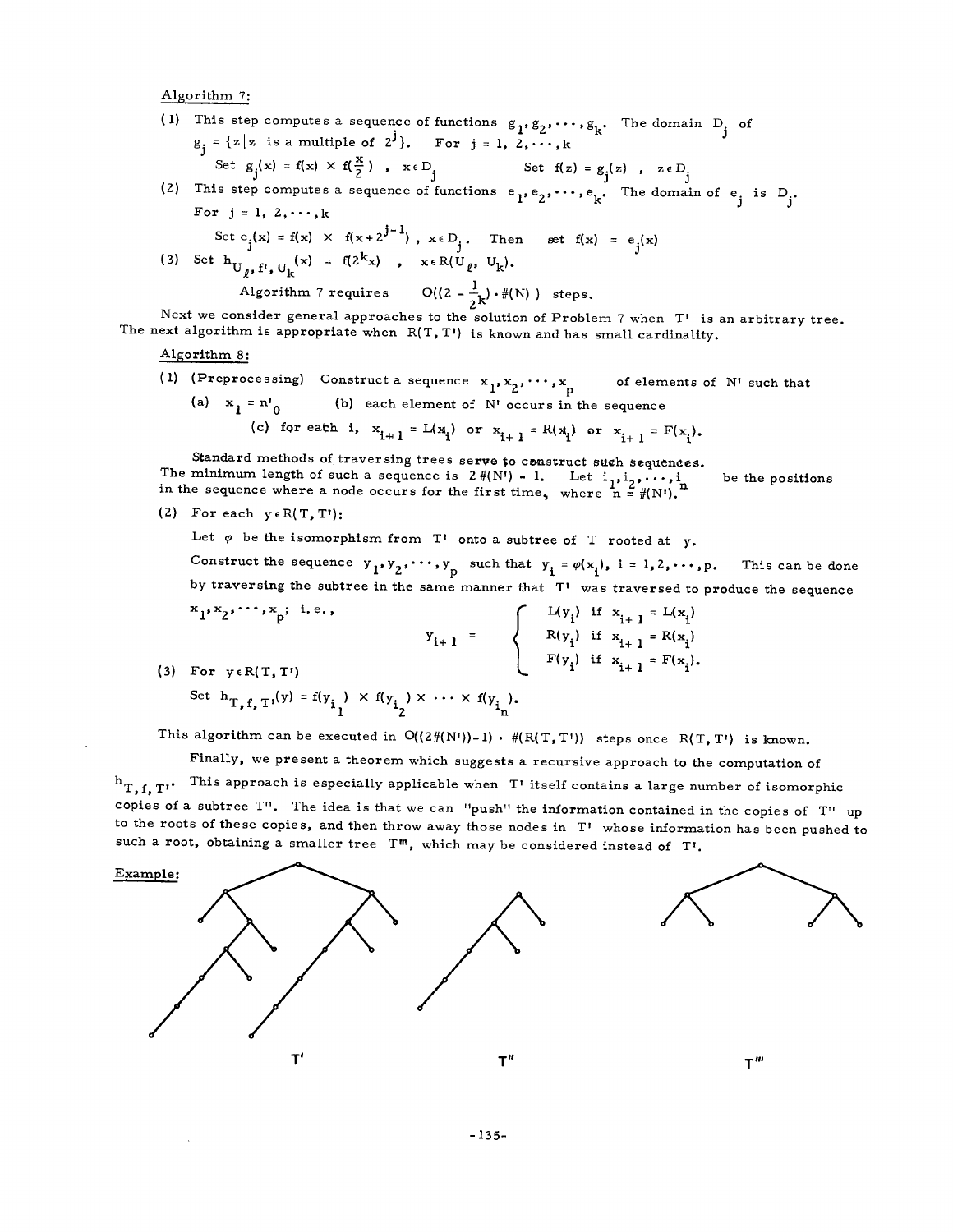Algorithm 7:

(1) This step computes a sequence of functions $g_1, g_2, \cdots, g_k$. The domain $D_j$ of $g_j = \{z | z \text{ is a multiple of } 2^j\}$. For $j = 1, 2, \cdots, k$

Set $g_j(x) = f(x) \times f(\frac{x}{2})$ , $x \in D_j$ Set $f(z) = g_j(z)$ , $z \in D_j$

(2) This step computes a sequence of functions $e_1, e_2, \cdots, e_k$. The domain of $e_j$ is $D_j$.
For $j = 1, 2, \cdots, k$

Set $e_j(x) = f(x) \times f(x + 2^{j-1})$ , $x \in D_j$. Then set $f(x) = e_j(x)$

(3) Set $h_{U_\ell, f', U_k}(x) = f(2^k x)$ , $x \in R(U_\ell, U_k)$.

Algorithm 7 requires $O((2 - \frac{1}{2^k}) \cdot \#(N))$ steps.

Next we consider general approaches to the solution of Problem 7 when T' is an arbitrary tree. The next algorithm is appropriate when R(T, T') is known and has small cardinality.

Algorithm 8:

(1) (Preprocessing) Construct a sequence $x_1, x_2, \cdots, x_p$ of elements of N' such that

(a) $x_1 = n'_0$ (b) each element of N' occurs in the sequence

(c) for each i, $x_{i+1} = L(x_i)$ or $x_{i+1} = R(x_i)$ or $x_{i+1} = F(x_i)$.

Standard methods of traversing trees serve to construct such sequences. The minimum length of such a sequence is $2\#(N') - 1$. Let $i_1, i_2, \cdots, i_n$ be the positions in the sequence where a node occurs for the first time, where $n = \#(N')$.

(2) For each $y \in R(T, T')$:

Let $\varphi$ be the isomorphism from T' onto a subtree of T rooted at y.

Construct the sequence $y_1, y_2, \cdots, y_p$ such that $y_i = \varphi(x_i)$, $i = 1, 2, \cdots, p$. This can be done by traversing the subtree in the same manner that T' was traversed to produce the sequence $x_1, x_2, \cdots, x_p$; i.e.,

$$y_{i+1} = \begin{cases} L(y_i) & \text{if } x_{i+1} = L(x_i) \\ R(y_i) & \text{if } x_{i+1} = R(x_i) \\ F(y_i) & \text{if } x_{i+1} = F(x_i). \end{cases}$$

(3) For $y \in R(T, T')$

Set $h_{T,f,T'}(y) = f(y_{i_1}) \times f(y_{i_2}) \times \cdots \times f(y_{i_n})$.

This algorithm can be executed in $O((2\#(N')) - 1) \cdot \#(R(T, T'))$ steps once R(T, T') is known.

Finally, we present a theorem which suggests a recursive approach to the computation of $h_{T,f,T'}$. This approach is especially applicable when T' itself contains a large number of isomorphic copies of a subtree T''. The idea is that we can "push" the information contained in the copies of T'' up to the roots of these copies, and then throw away those nodes in T' whose information has been pushed to such a root, obtaining a smaller tree T''', which may be considered instead of T'.

Example:

T' T'' T'''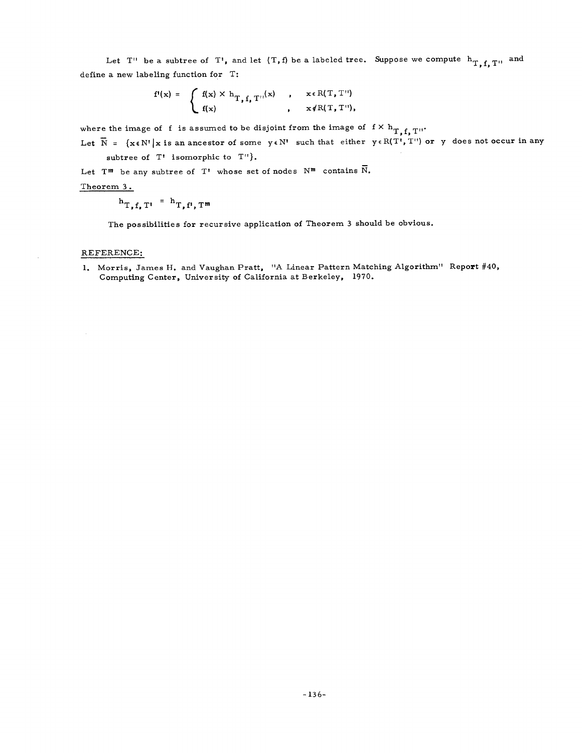Let $T''$ be a subtree of $T'$, and let $(T, f)$ be a labeled tree. Suppose we compute $h_{T,f,T''}$ and define a new labeling function for $T$:

$$f'(x) = \begin{cases} f(x) \times h_{T,f,T''}(x) & , \quad x \in R(T, T'') \\ f(x) & , \quad x \notin R(T, T''), \end{cases}$$

where the image of $f$ is assumed to be disjoint from the image of $f \times h_{T,f,T''}$.

Let $\bar{N} = \{x \in N' \mid x$ is an ancestor of some $y \in N'$ such that either $y \in R(T', T'')$ or $y$ does not occur in any subtree of $T'$ isomorphic to $T''\}$.

Let $T'''$ be any subtree of $T'$ whose set of nodes $N'''$ contains $\bar{N}$.

<u>Theorem 3.</u>

$$h_{T,f,T'} = h_{T,f',T'''}$$

The possibilities for recursive application of Theorem 3 should be obvious.

<u>REFERENCE:</u>

1. Morris, James H. and Vaughan Pratt, "A Linear Pattern Matching Algorithm" Report #40, Computing Center, University of California at Berkeley, 1970.